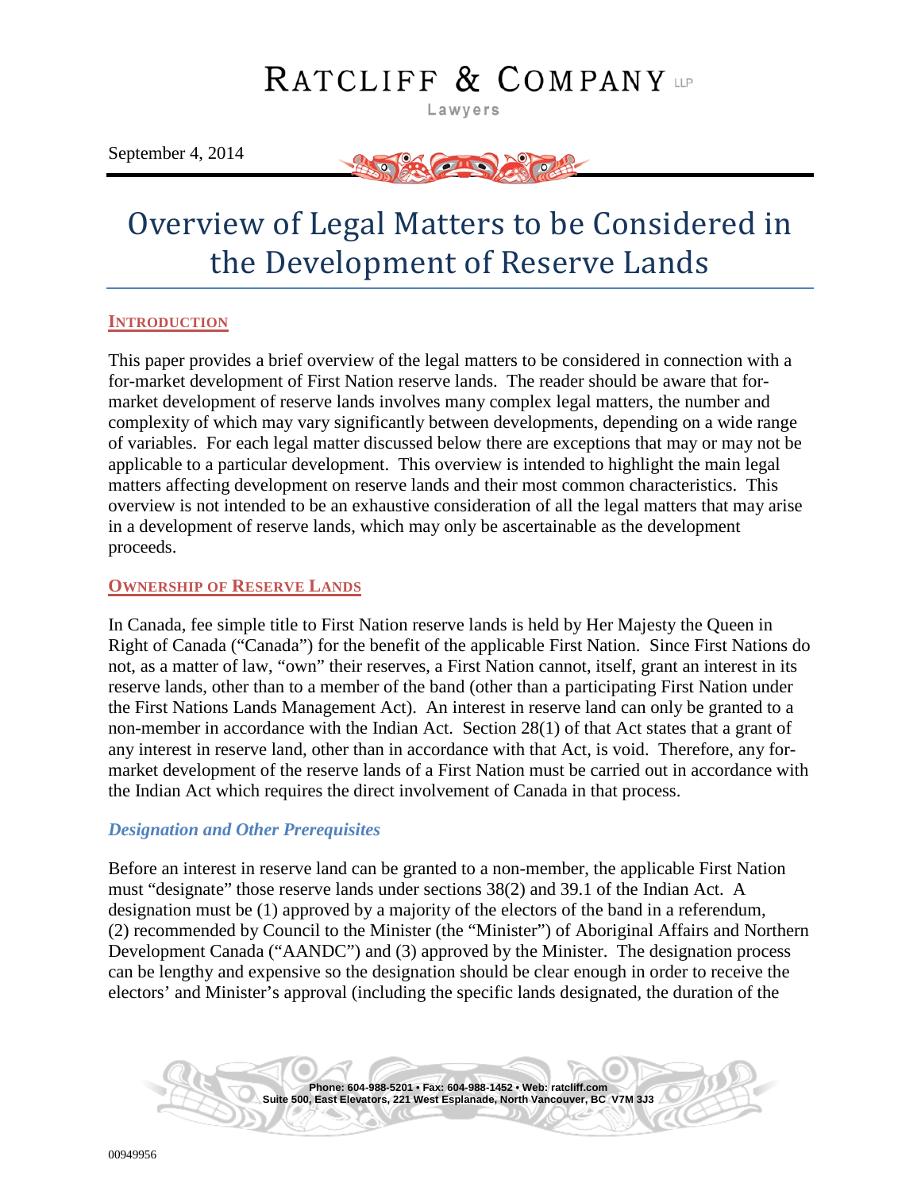# RATCLIFF & COMPANY LLP

Lawyers

September 4, 2014

# Overview of Legal Matters to be Considered in the Development of Reserve Lands

## INTRODUCTION

This paper provides a brief overview of the legal matters to be considered in connection with a for-market development of First Nation reserve lands. The reader should be aware that for-market development of reserve lands involves many complex legal matters, the number and complexity of which may vary significantly between developments, depending on a wide range of variables. For each legal matter discussed below there are exceptions that may or may not be applicable to a particular development. This overview is intended to highlight the main legal matters affecting development on reserve lands and their most common characteristics. This overview is not intended to be an exhaustive consideration of all the legal matters that may arise in a development of reserve lands, which may only be ascertainable as the development proceeds.

## OWNERSHIP OF RESERVE LANDS

In Canada, fee simple title to First Nation reserve lands is held by Her Majesty the Queen in Right of Canada ("Canada") for the benefit of the applicable First Nation. Since First Nations do not, as a matter of law, "own" their reserves, a First Nation cannot, itself, grant an interest in its reserve lands, other than to a member of the band (other than a participating First Nation under the First Nations Lands Management Act). An interest in reserve land can only be granted to a non-member in accordance with the Indian Act. Section 28(1) of that Act states that a grant of any interest in reserve land, other than in accordance with that Act, is void. Therefore, any for-market development of the reserve lands of a First Nation must be carried out in accordance with the Indian Act which requires the direct involvement of Canada in that process.

### *Designation and Other Prerequisites*

Before an interest in reserve land can be granted to a non-member, the applicable First Nation must "designate" those reserve lands under sections 38(2) and 39.1 of the Indian Act. A designation must be (1) approved by a majority of the electors of the band in a referendum, (2) recommended by Council to the Minister (the "Minister") of Aboriginal Affairs and Northern Development Canada ("AANDC") and (3) approved by the Minister. The designation process can be lengthy and expensive so the designation should be clear enough in order to receive the electors' and Minister's approval (including the specific lands designated, the duration of the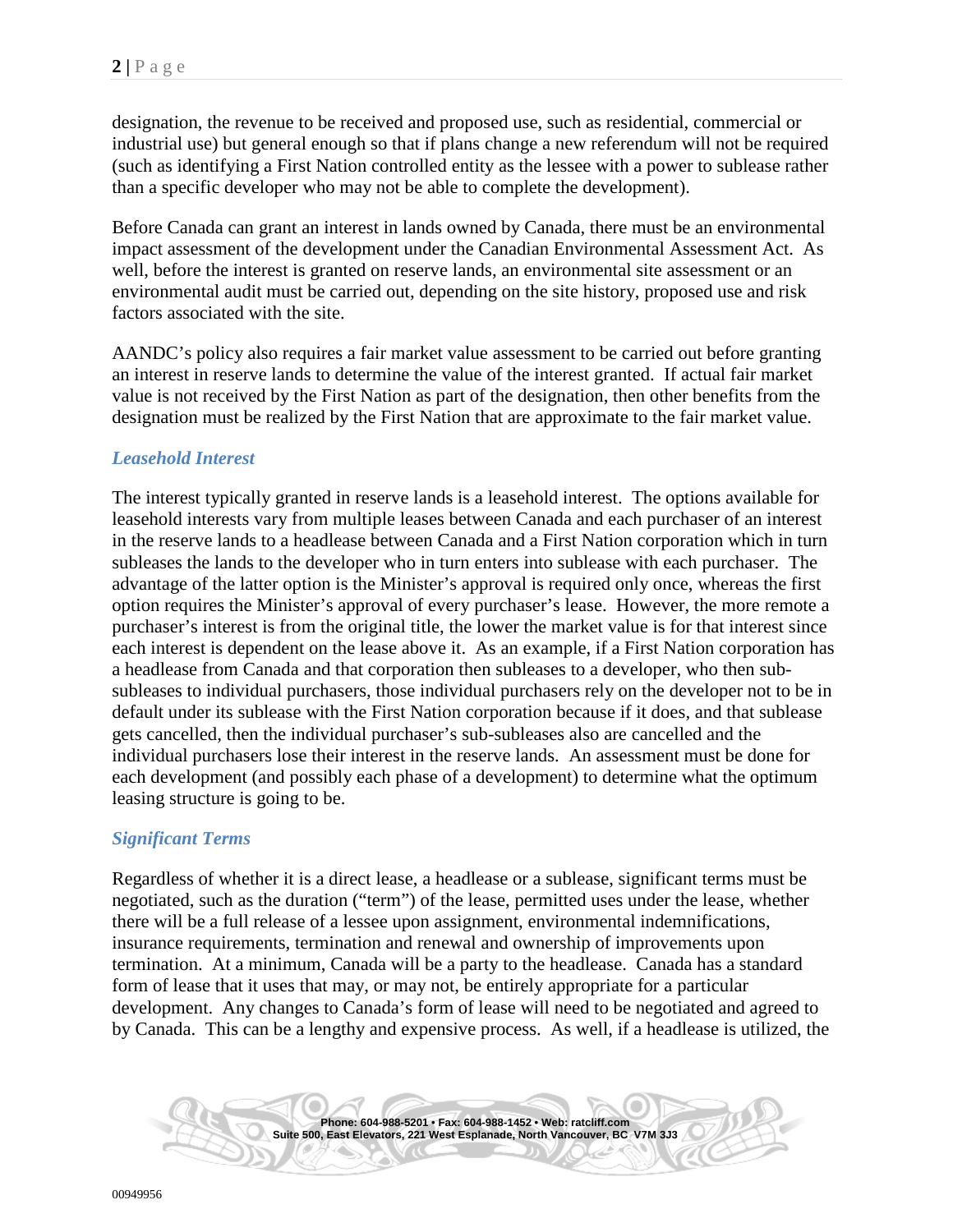designation, the revenue to be received and proposed use, such as residential, commercial or industrial use) but general enough so that if plans change a new referendum will not be required (such as identifying a First Nation controlled entity as the lessee with a power to sublease rather than a specific developer who may not be able to complete the development).

Before Canada can grant an interest in lands owned by Canada, there must be an environmental impact assessment of the development under the Canadian Environmental Assessment Act. As well, before the interest is granted on reserve lands, an environmental site assessment or an environmental audit must be carried out, depending on the site history, proposed use and risk factors associated with the site.

AANDC's policy also requires a fair market value assessment to be carried out before granting an interest in reserve lands to determine the value of the interest granted. If actual fair market value is not received by the First Nation as part of the designation, then other benefits from the designation must be realized by the First Nation that are approximate to the fair market value.

### *Leasehold Interest*

The interest typically granted in reserve lands is a leasehold interest. The options available for leasehold interests vary from multiple leases between Canada and each purchaser of an interest in the reserve lands to a headlease between Canada and a First Nation corporation which in turn subleases the lands to the developer who in turn enters into sublease with each purchaser. The advantage of the latter option is the Minister's approval is required only once, whereas the first option requires the Minister's approval of every purchaser's lease. However, the more remote a purchaser's interest is from the original title, the lower the market value is for that interest since each interest is dependent on the lease above it. As an example, if a First Nation corporation has a headlease from Canada and that corporation then subleases to a developer, who then sub-subleases to individual purchasers, those individual purchasers rely on the developer not to be in default under its sublease with the First Nation corporation because if it does, and that sublease gets cancelled, then the individual purchaser's sub-subleases also are cancelled and the individual purchasers lose their interest in the reserve lands. An assessment must be done for each development (and possibly each phase of a development) to determine what the optimum leasing structure is going to be.

### *Significant Terms*

Regardless of whether it is a direct lease, a headlease or a sublease, significant terms must be negotiated, such as the duration ("term") of the lease, permitted uses under the lease, whether there will be a full release of a lessee upon assignment, environmental indemnifications, insurance requirements, termination and renewal and ownership of improvements upon termination. At a minimum, Canada will be a party to the headlease. Canada has a standard form of lease that it uses that may, or may not, be entirely appropriate for a particular development. Any changes to Canada's form of lease will need to be negotiated and agreed to by Canada. This can be a lengthy and expensive process. As well, if a headlease is utilized, the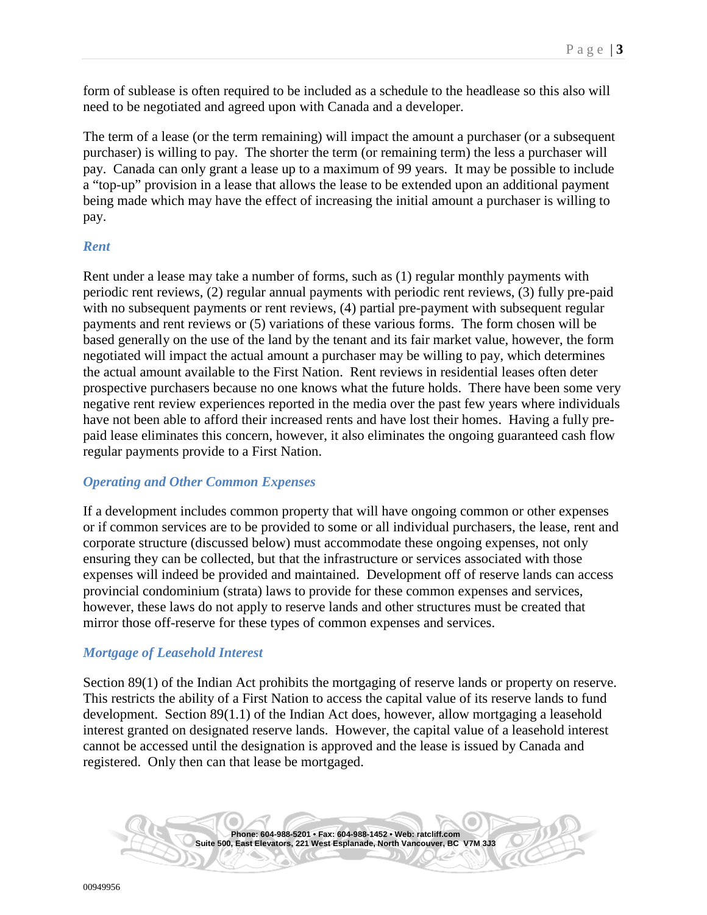form of sublease is often required to be included as a schedule to the headlease so this also will need to be negotiated and agreed upon with Canada and a developer.

The term of a lease (or the term remaining) will impact the amount a purchaser (or a subsequent purchaser) is willing to pay. The shorter the term (or remaining term) the less a purchaser will pay. Canada can only grant a lease up to a maximum of 99 years. It may be possible to include a "top-up" provision in a lease that allows the lease to be extended upon an additional payment being made which may have the effect of increasing the initial amount a purchaser is willing to pay.

### *Rent*

Rent under a lease may take a number of forms, such as (1) regular monthly payments with periodic rent reviews, (2) regular annual payments with periodic rent reviews, (3) fully pre-paid with no subsequent payments or rent reviews, (4) partial pre-payment with subsequent regular payments and rent reviews or (5) variations of these various forms. The form chosen will be based generally on the use of the land by the tenant and its fair market value, however, the form negotiated will impact the actual amount a purchaser may be willing to pay, which determines the actual amount available to the First Nation. Rent reviews in residential leases often deter prospective purchasers because no one knows what the future holds. There have been some very negative rent review experiences reported in the media over the past few years where individuals have not been able to afford their increased rents and have lost their homes. Having a fully pre-paid lease eliminates this concern, however, it also eliminates the ongoing guaranteed cash flow regular payments provide to a First Nation.

### *Operating and Other Common Expenses*

If a development includes common property that will have ongoing common or other expenses or if common services are to be provided to some or all individual purchasers, the lease, rent and corporate structure (discussed below) must accommodate these ongoing expenses, not only ensuring they can be collected, but that the infrastructure or services associated with those expenses will indeed be provided and maintained. Development off of reserve lands can access provincial condominium (strata) laws to provide for these common expenses and services, however, these laws do not apply to reserve lands and other structures must be created that mirror those off-reserve for these types of common expenses and services.

### *Mortgage of Leasehold Interest*

Section 89(1) of the Indian Act prohibits the mortgaging of reserve lands or property on reserve. This restricts the ability of a First Nation to access the capital value of its reserve lands to fund development. Section 89(1.1) of the Indian Act does, however, allow mortgaging a leasehold interest granted on designated reserve lands. However, the capital value of a leasehold interest cannot be accessed until the designation is approved and the lease is issued by Canada and registered. Only then can that lease be mortgaged.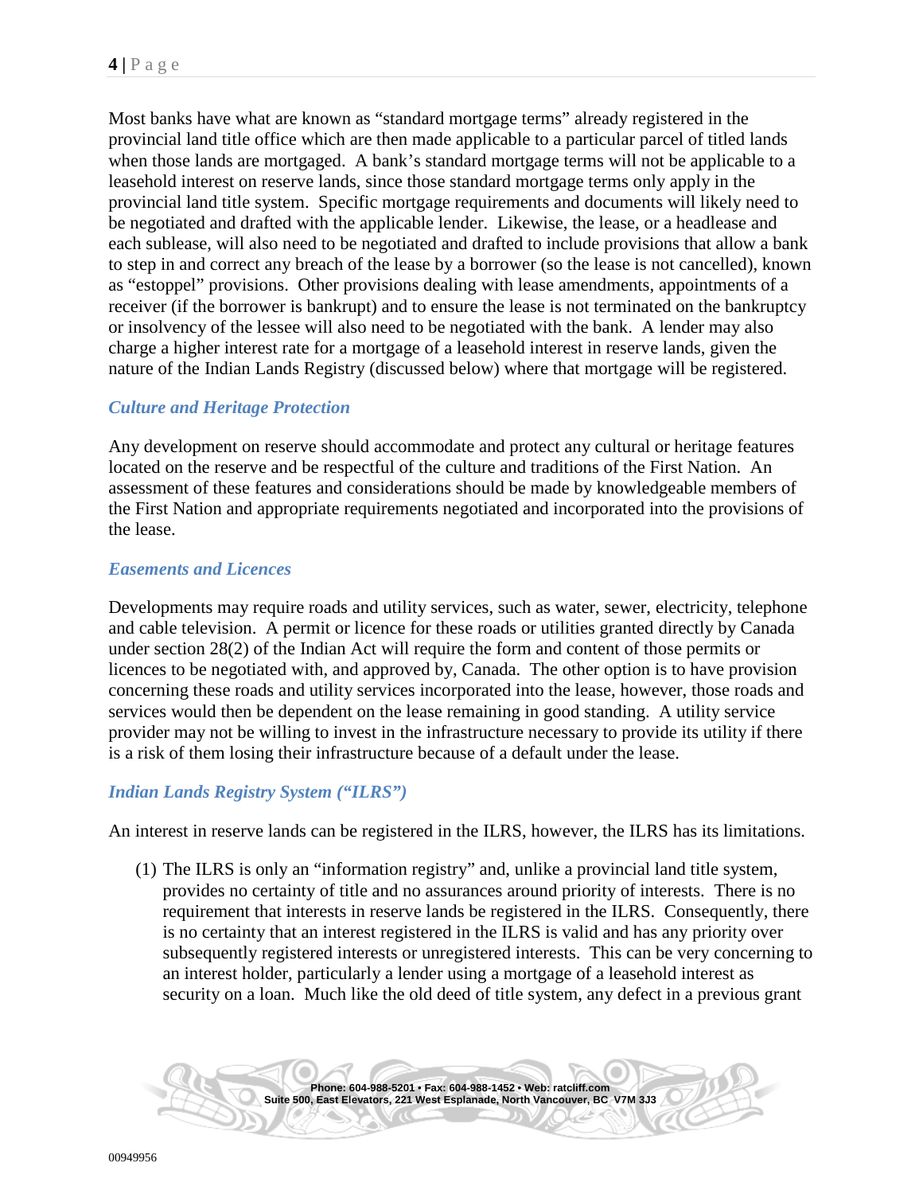Most banks have what are known as "standard mortgage terms" already registered in the provincial land title office which are then made applicable to a particular parcel of titled lands when those lands are mortgaged. A bank's standard mortgage terms will not be applicable to a leasehold interest on reserve lands, since those standard mortgage terms only apply in the provincial land title system. Specific mortgage requirements and documents will likely need to be negotiated and drafted with the applicable lender. Likewise, the lease, or a headlease and each sublease, will also need to be negotiated and drafted to include provisions that allow a bank to step in and correct any breach of the lease by a borrower (so the lease is not cancelled), known as "estoppel" provisions. Other provisions dealing with lease amendments, appointments of a receiver (if the borrower is bankrupt) and to ensure the lease is not terminated on the bankruptcy or insolvency of the lessee will also need to be negotiated with the bank. A lender may also charge a higher interest rate for a mortgage of a leasehold interest in reserve lands, given the nature of the Indian Lands Registry (discussed below) where that mortgage will be registered.

### *Culture and Heritage Protection*

Any development on reserve should accommodate and protect any cultural or heritage features located on the reserve and be respectful of the culture and traditions of the First Nation. An assessment of these features and considerations should be made by knowledgeable members of the First Nation and appropriate requirements negotiated and incorporated into the provisions of the lease.

### *Easements and Licences*

Developments may require roads and utility services, such as water, sewer, electricity, telephone and cable television. A permit or licence for these roads or utilities granted directly by Canada under section 28(2) of the Indian Act will require the form and content of those permits or licences to be negotiated with, and approved by, Canada. The other option is to have provision concerning these roads and utility services incorporated into the lease, however, those roads and services would then be dependent on the lease remaining in good standing. A utility service provider may not be willing to invest in the infrastructure necessary to provide its utility if there is a risk of them losing their infrastructure because of a default under the lease.

### *Indian Lands Registry System ("ILRS")*

An interest in reserve lands can be registered in the ILRS, however, the ILRS has its limitations.

(1) The ILRS is only an "information registry" and, unlike a provincial land title system, provides no certainty of title and no assurances around priority of interests. There is no requirement that interests in reserve lands be registered in the ILRS. Consequently, there is no certainty that an interest registered in the ILRS is valid and has any priority over subsequently registered interests or unregistered interests. This can be very concerning to an interest holder, particularly a lender using a mortgage of a leasehold interest as security on a loan. Much like the old deed of title system, any defect in a previous grant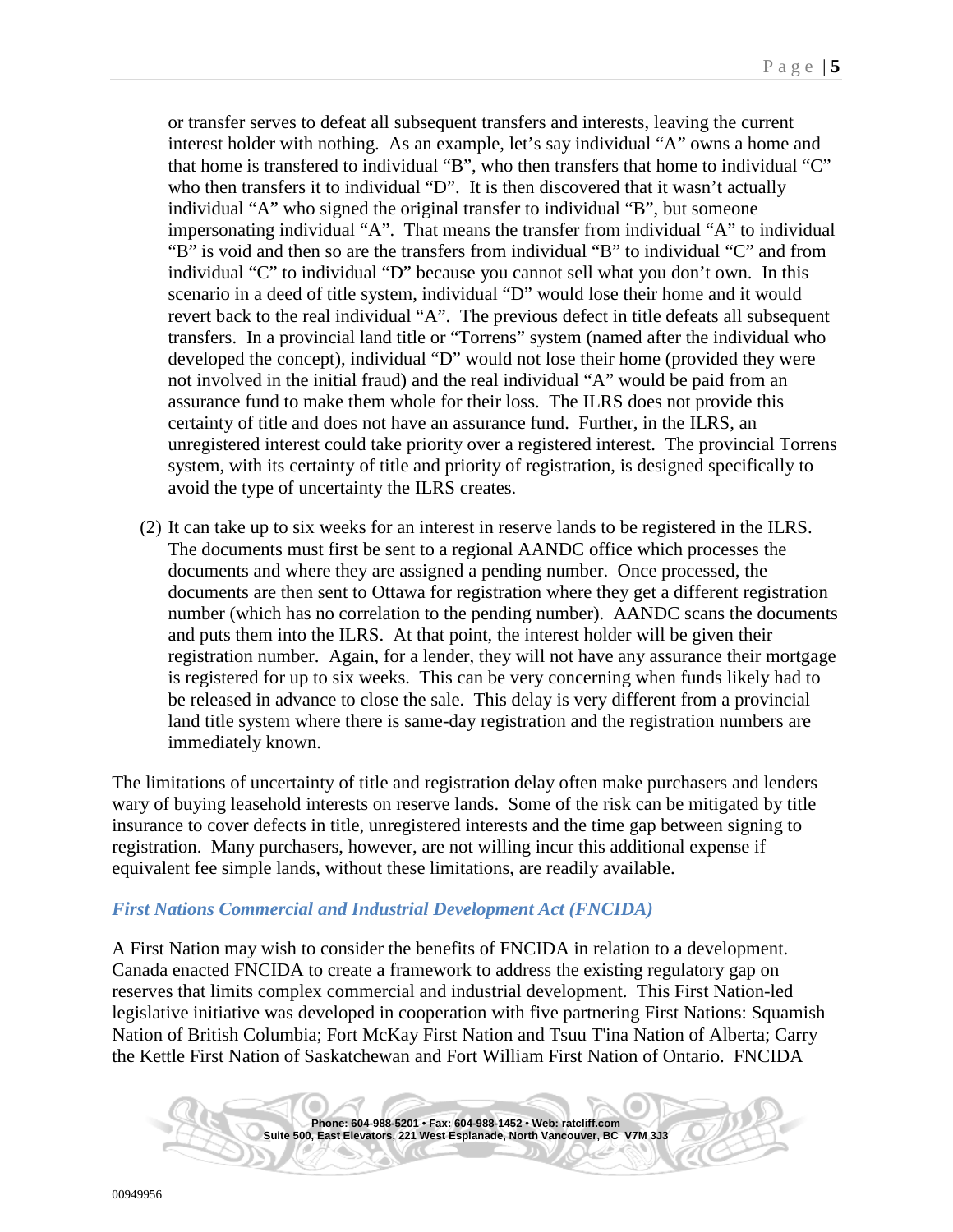or transfer serves to defeat all subsequent transfers and interests, leaving the current interest holder with nothing. As an example, let's say individual "A" owns a home and that home is transfered to individual "B", who then transfers that home to individual "C" who then transfers it to individual "D". It is then discovered that it wasn't actually individual "A" who signed the original transfer to individual "B", but someone impersonating individual "A". That means the transfer from individual "A" to individual "B" is void and then so are the transfers from individual "B" to individual "C" and from individual "C" to individual "D" because you cannot sell what you don't own. In this scenario in a deed of title system, individual "D" would lose their home and it would revert back to the real individual "A". The previous defect in title defeats all subsequent transfers. In a provincial land title or "Torrens" system (named after the individual who developed the concept), individual "D" would not lose their home (provided they were not involved in the initial fraud) and the real individual "A" would be paid from an assurance fund to make them whole for their loss. The ILRS does not provide this certainty of title and does not have an assurance fund. Further, in the ILRS, an unregistered interest could take priority over a registered interest. The provincial Torrens system, with its certainty of title and priority of registration, is designed specifically to avoid the type of uncertainty the ILRS creates.

(2) It can take up to six weeks for an interest in reserve lands to be registered in the ILRS. The documents must first be sent to a regional AANDC office which processes the documents and where they are assigned a pending number. Once processed, the documents are then sent to Ottawa for registration where they get a different registration number (which has no correlation to the pending number). AANDC scans the documents and puts them into the ILRS. At that point, the interest holder will be given their registration number. Again, for a lender, they will not have any assurance their mortgage is registered for up to six weeks. This can be very concerning when funds likely had to be released in advance to close the sale. This delay is very different from a provincial land title system where there is same-day registration and the registration numbers are immediately known.

The limitations of uncertainty of title and registration delay often make purchasers and lenders wary of buying leasehold interests on reserve lands. Some of the risk can be mitigated by title insurance to cover defects in title, unregistered interests and the time gap between signing to registration. Many purchasers, however, are not willing incur this additional expense if equivalent fee simple lands, without these limitations, are readily available.

### *First Nations Commercial and Industrial Development Act (FNCIDA)*

A First Nation may wish to consider the benefits of FNCIDA in relation to a development. Canada enacted FNCIDA to create a framework to address the existing regulatory gap on reserves that limits complex commercial and industrial development. This First Nation-led legislative initiative was developed in cooperation with five partnering First Nations: Squamish Nation of British Columbia; Fort McKay First Nation and Tsuu T'ina Nation of Alberta; Carry the Kettle First Nation of Saskatchewan and Fort William First Nation of Ontario. FNCIDA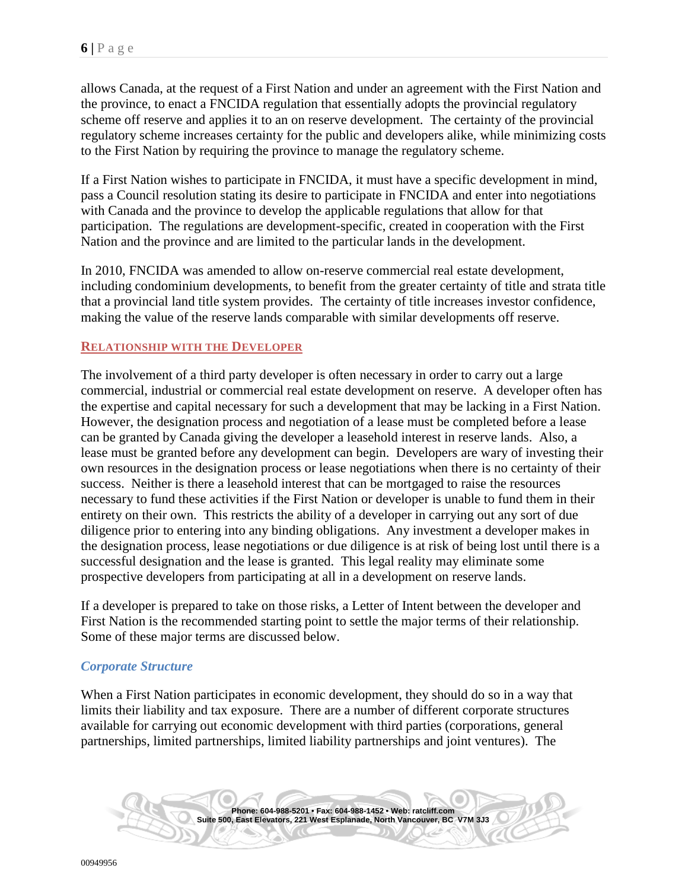allows Canada, at the request of a First Nation and under an agreement with the First Nation and the province, to enact a FNCIDA regulation that essentially adopts the provincial regulatory scheme off reserve and applies it to an on reserve development. The certainty of the provincial regulatory scheme increases certainty for the public and developers alike, while minimizing costs to the First Nation by requiring the province to manage the regulatory scheme.

If a First Nation wishes to participate in FNCIDA, it must have a specific development in mind, pass a Council resolution stating its desire to participate in FNCIDA and enter into negotiations with Canada and the province to develop the applicable regulations that allow for that participation. The regulations are development-specific, created in cooperation with the First Nation and the province and are limited to the particular lands in the development.

In 2010, FNCIDA was amended to allow on-reserve commercial real estate development, including condominium developments, to benefit from the greater certainty of title and strata title that a provincial land title system provides. The certainty of title increases investor confidence, making the value of the reserve lands comparable with similar developments off reserve.

## RELATIONSHIP WITH THE DEVELOPER

The involvement of a third party developer is often necessary in order to carry out a large commercial, industrial or commercial real estate development on reserve. A developer often has the expertise and capital necessary for such a development that may be lacking in a First Nation. However, the designation process and negotiation of a lease must be completed before a lease can be granted by Canada giving the developer a leasehold interest in reserve lands. Also, a lease must be granted before any development can begin. Developers are wary of investing their own resources in the designation process or lease negotiations when there is no certainty of their success. Neither is there a leasehold interest that can be mortgaged to raise the resources necessary to fund these activities if the First Nation or developer is unable to fund them in their entirety on their own. This restricts the ability of a developer in carrying out any sort of due diligence prior to entering into any binding obligations. Any investment a developer makes in the designation process, lease negotiations or due diligence is at risk of being lost until there is a successful designation and the lease is granted. This legal reality may eliminate some prospective developers from participating at all in a development on reserve lands.

If a developer is prepared to take on those risks, a Letter of Intent between the developer and First Nation is the recommended starting point to settle the major terms of their relationship. Some of these major terms are discussed below.

### *Corporate Structure*

When a First Nation participates in economic development, they should do so in a way that limits their liability and tax exposure. There are a number of different corporate structures available for carrying out economic development with third parties (corporations, general partnerships, limited partnerships, limited liability partnerships and joint ventures). The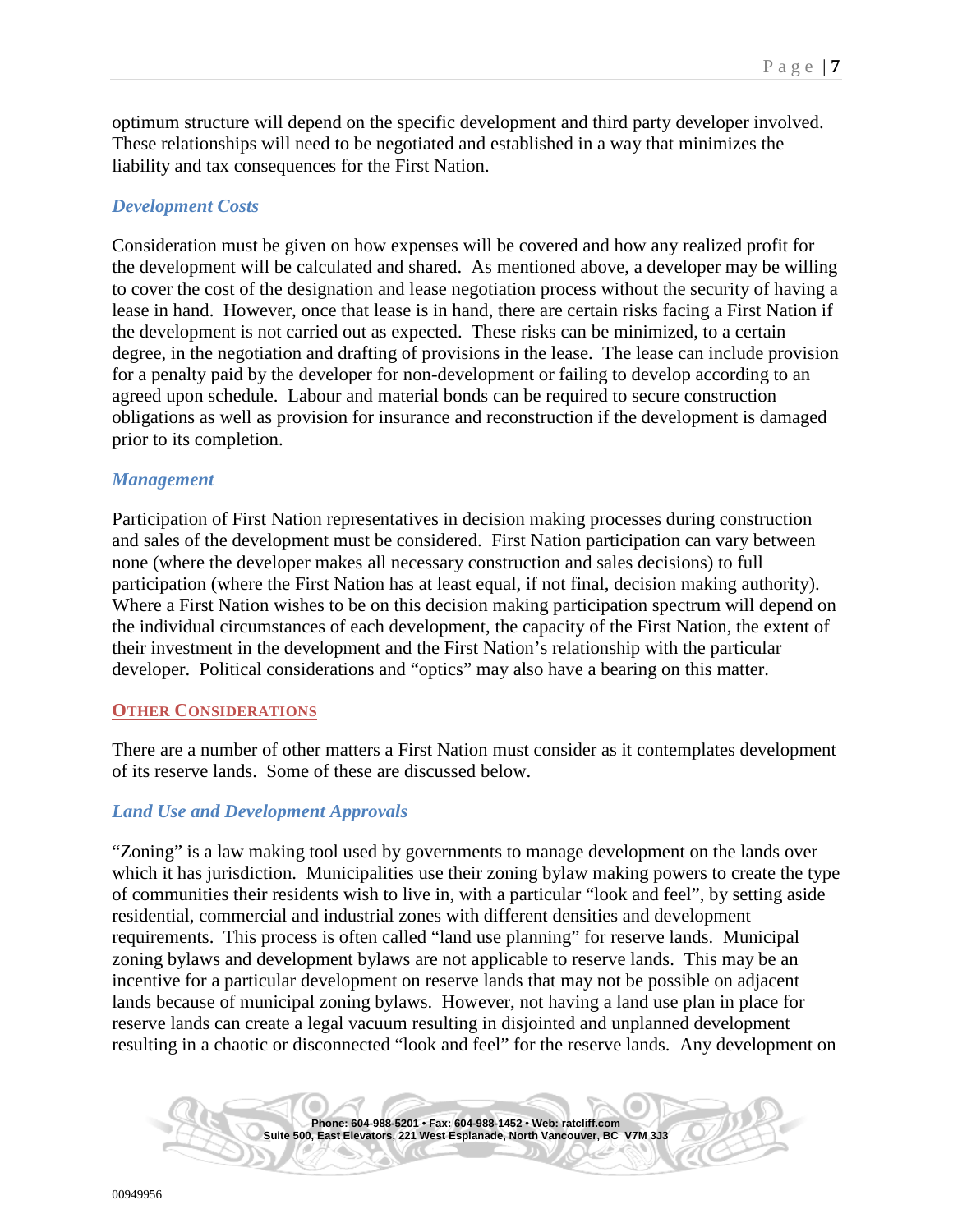optimum structure will depend on the specific development and third party developer involved. These relationships will need to be negotiated and established in a way that minimizes the liability and tax consequences for the First Nation.

### *Development Costs*

Consideration must be given on how expenses will be covered and how any realized profit for the development will be calculated and shared. As mentioned above, a developer may be willing to cover the cost of the designation and lease negotiation process without the security of having a lease in hand. However, once that lease is in hand, there are certain risks facing a First Nation if the development is not carried out as expected. These risks can be minimized, to a certain degree, in the negotiation and drafting of provisions in the lease. The lease can include provision for a penalty paid by the developer for non-development or failing to develop according to an agreed upon schedule. Labour and material bonds can be required to secure construction obligations as well as provision for insurance and reconstruction if the development is damaged prior to its completion.

### *Management*

Participation of First Nation representatives in decision making processes during construction and sales of the development must be considered. First Nation participation can vary between none (where the developer makes all necessary construction and sales decisions) to full participation (where the First Nation has at least equal, if not final, decision making authority). Where a First Nation wishes to be on this decision making participation spectrum will depend on the individual circumstances of each development, the capacity of the First Nation, the extent of their investment in the development and the First Nation's relationship with the particular developer. Political considerations and "optics" may also have a bearing on this matter.

## OTHER CONSIDERATIONS

There are a number of other matters a First Nation must consider as it contemplates development of its reserve lands. Some of these are discussed below.

### *Land Use and Development Approvals*

"Zoning" is a law making tool used by governments to manage development on the lands over which it has jurisdiction. Municipalities use their zoning bylaw making powers to create the type of communities their residents wish to live in, with a particular "look and feel", by setting aside residential, commercial and industrial zones with different densities and development requirements. This process is often called "land use planning" for reserve lands. Municipal zoning bylaws and development bylaws are not applicable to reserve lands. This may be an incentive for a particular development on reserve lands that may not be possible on adjacent lands because of municipal zoning bylaws. However, not having a land use plan in place for reserve lands can create a legal vacuum resulting in disjointed and unplanned development resulting in a chaotic or disconnected "look and feel" for the reserve lands. Any development on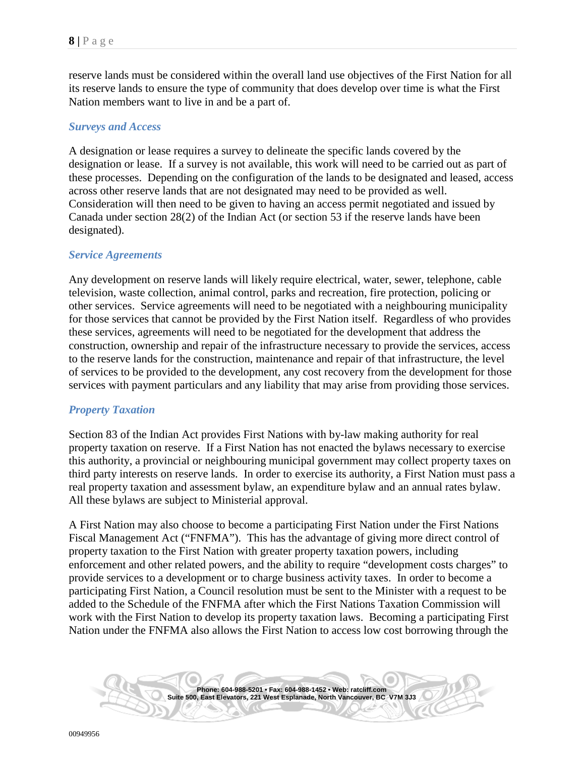reserve lands must be considered within the overall land use objectives of the First Nation for all its reserve lands to ensure the type of community that does develop over time is what the First Nation members want to live in and be a part of.

### *Surveys and Access*

A designation or lease requires a survey to delineate the specific lands covered by the designation or lease. If a survey is not available, this work will need to be carried out as part of these processes. Depending on the configuration of the lands to be designated and leased, access across other reserve lands that are not designated may need to be provided as well. Consideration will then need to be given to having an access permit negotiated and issued by Canada under section 28(2) of the Indian Act (or section 53 if the reserve lands have been designated).

### *Service Agreements*

Any development on reserve lands will likely require electrical, water, sewer, telephone, cable television, waste collection, animal control, parks and recreation, fire protection, policing or other services. Service agreements will need to be negotiated with a neighbouring municipality for those services that cannot be provided by the First Nation itself. Regardless of who provides these services, agreements will need to be negotiated for the development that address the construction, ownership and repair of the infrastructure necessary to provide the services, access to the reserve lands for the construction, maintenance and repair of that infrastructure, the level of services to be provided to the development, any cost recovery from the development for those services with payment particulars and any liability that may arise from providing those services.

### *Property Taxation*

Section 83 of the Indian Act provides First Nations with by-law making authority for real property taxation on reserve. If a First Nation has not enacted the bylaws necessary to exercise this authority, a provincial or neighbouring municipal government may collect property taxes on third party interests on reserve lands. In order to exercise its authority, a First Nation must pass a real property taxation and assessment bylaw, an expenditure bylaw and an annual rates bylaw. All these bylaws are subject to Ministerial approval.

A First Nation may also choose to become a participating First Nation under the First Nations Fiscal Management Act ("FNFMA"). This has the advantage of giving more direct control of property taxation to the First Nation with greater property taxation powers, including enforcement and other related powers, and the ability to require "development costs charges" to provide services to a development or to charge business activity taxes. In order to become a participating First Nation, a Council resolution must be sent to the Minister with a request to be added to the Schedule of the FNFMA after which the First Nations Taxation Commission will work with the First Nation to develop its property taxation laws. Becoming a participating First Nation under the FNFMA also allows the First Nation to access low cost borrowing through the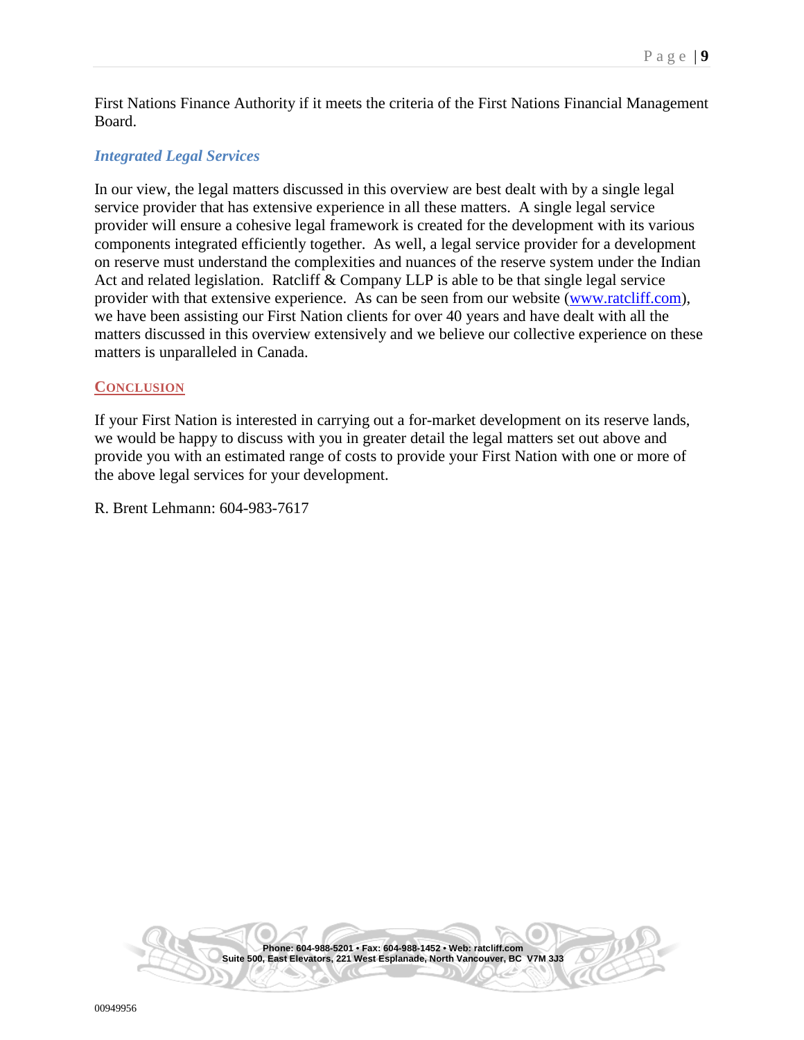First Nations Finance Authority if it meets the criteria of the First Nations Financial Management Board.

### *Integrated Legal Services*

In our view, the legal matters discussed in this overview are best dealt with by a single legal service provider that has extensive experience in all these matters. A single legal service provider will ensure a cohesive legal framework is created for the development with its various components integrated efficiently together. As well, a legal service provider for a development on reserve must understand the complexities and nuances of the reserve system under the Indian Act and related legislation. Ratcliff & Company LLP is able to be that single legal service provider with that extensive experience. As can be seen from our website (www.ratcliff.com), we have been assisting our First Nation clients for over 40 years and have dealt with all the matters discussed in this overview extensively and we believe our collective experience on these matters is unparalleled in Canada.

## CONCLUSION

If your First Nation is interested in carrying out a for-market development on its reserve lands, we would be happy to discuss with you in greater detail the legal matters set out above and provide you with an estimated range of costs to provide your First Nation with one or more of the above legal services for your development.

R. Brent Lehmann: 604-983-7617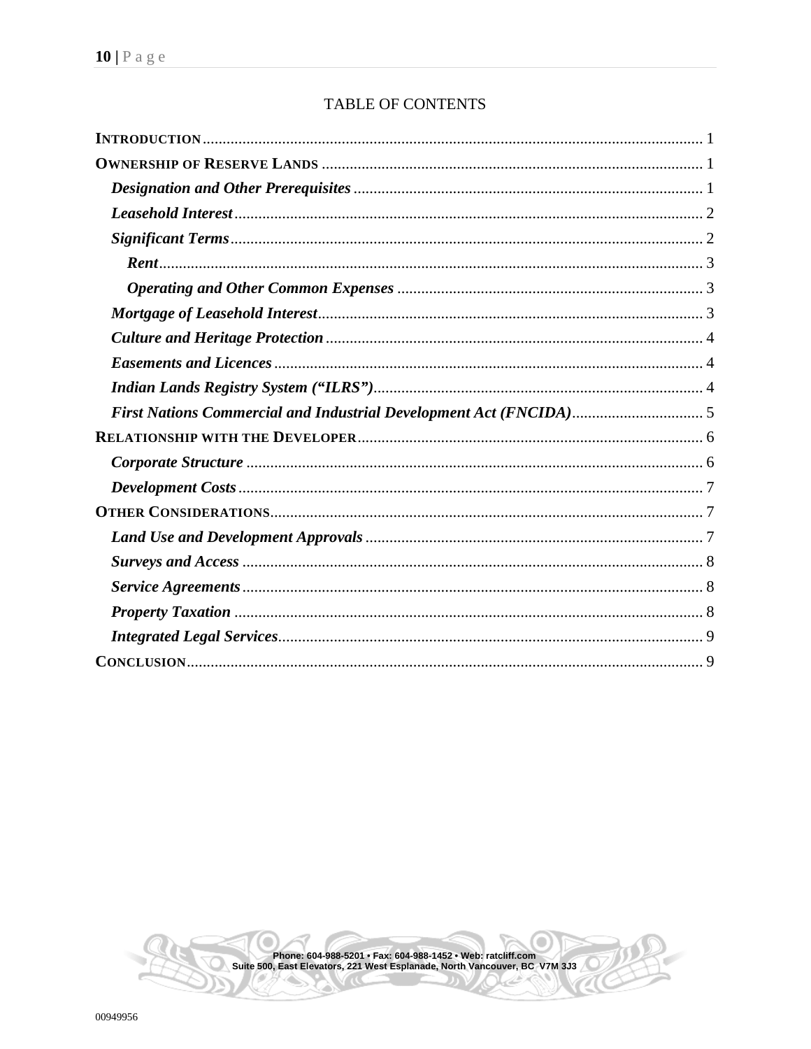# TABLE OF CONTENTS

**INTRODUCTION** .......... 1

**OWNERSHIP OF RESERVE LANDS** .......... 1

- ***Designation and Other Prerequisites*** .......... 1
- ***Leasehold Interest*** .......... 2
- ***Significant Terms*** .......... 2
  - ***Rent*** .......... 3
  - ***Operating and Other Common Expenses*** .......... 3
- ***Mortgage of Leasehold Interest*** .......... 3
- ***Culture and Heritage Protection*** .......... 4
- ***Easements and Licences*** .......... 4
- ***Indian Lands Registry System ("ILRS")*** .......... 4
- ***First Nations Commercial and Industrial Development Act (FNCIDA)*** .......... 5

**RELATIONSHIP WITH THE DEVELOPER** .......... 6

- ***Corporate Structure*** .......... 6
- ***Development Costs*** .......... 7

**OTHER CONSIDERATIONS** .......... 7

- ***Land Use and Development Approvals*** .......... 7
- ***Surveys and Access*** .......... 8
- ***Service Agreements*** .......... 8
- ***Property Taxation*** .......... 8
- ***Integrated Legal Services*** .......... 9

**CONCLUSION** .......... 9

Phone: 604-988-5201 • Fax: 604-988-1452 • Web: ratcliff.com
Suite 500, East Elevators, 221 West Esplanade, North Vancouver, BC V7M 3J3

00949956